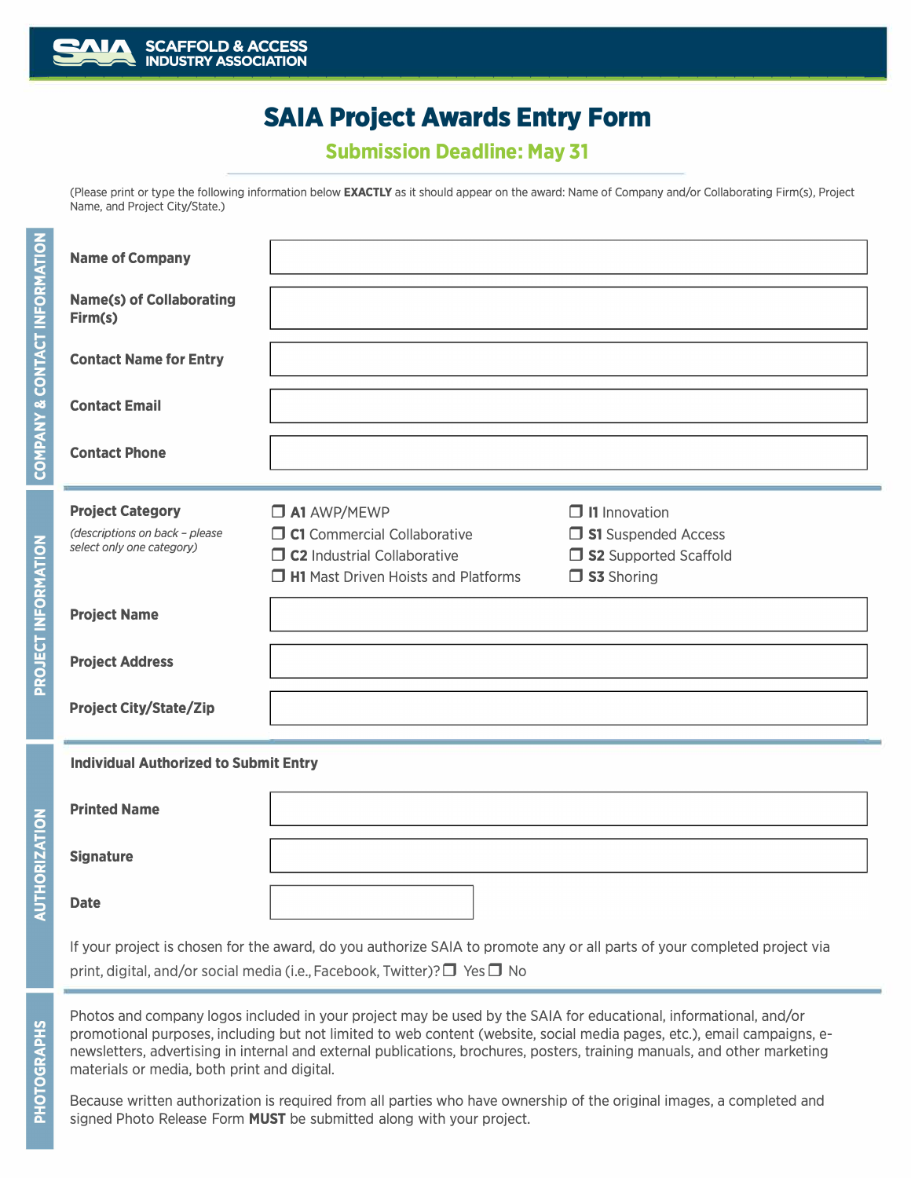SAIA SCAFFOLD & ACCESS INDUSTRY ASSOCIATION

# SAIA Project Awards Entry Form

## Submission Deadline: May 31

(Please print or type the following information below **EXACTLY** as it should appear on the award: Name of Company and/or Collaborating Firm(s), Project Name, and Project City/State.)

## COMPANY & CONTACT INFORMATION

**Name of Company** ______________________

**Name(s) of Collaborating Firm(s)** ______________________

**Contact Name for Entry** ______________________

**Contact Email** ______________________

**Contact Phone** ______________________

## PROJECT INFORMATION

**Project Category**
*(descriptions on back – please select only one category)*

- ☐ **A1** AWP/MEWP
- ☐ **C1** Commercial Collaborative
- ☐ **C2** Industrial Collaborative
- ☐ **H1** Mast Driven Hoists and Platforms
- ☐ **I1** Innovation
- ☐ **S1** Suspended Access
- ☐ **S2** Supported Scaffold
- ☐ **S3** Shoring

**Project Name** ______________________

**Project Address** ______________________

**Project City/State/Zip** ______________________

## AUTHORIZATION

**Individual Authorized to Submit Entry**

**Printed Name** ______________________

**Signature** ______________________

**Date** ______________________

If your project is chosen for the award, do you authorize SAIA to promote any or all parts of your completed project via print, digital, and/or social media (i.e., Facebook, Twitter)? ☐ Yes ☐ No

## PHOTOGRAPHS

Photos and company logos included in your project may be used by the SAIA for educational, informational, and/or promotional purposes, including but not limited to web content (website, social media pages, etc.), email campaigns, e-newsletters, advertising in internal and external publications, brochures, posters, training manuals, and other marketing materials or media, both print and digital.

Because written authorization is required from all parties who have ownership of the original images, a completed and signed Photo Release Form **MUST** be submitted along with your project.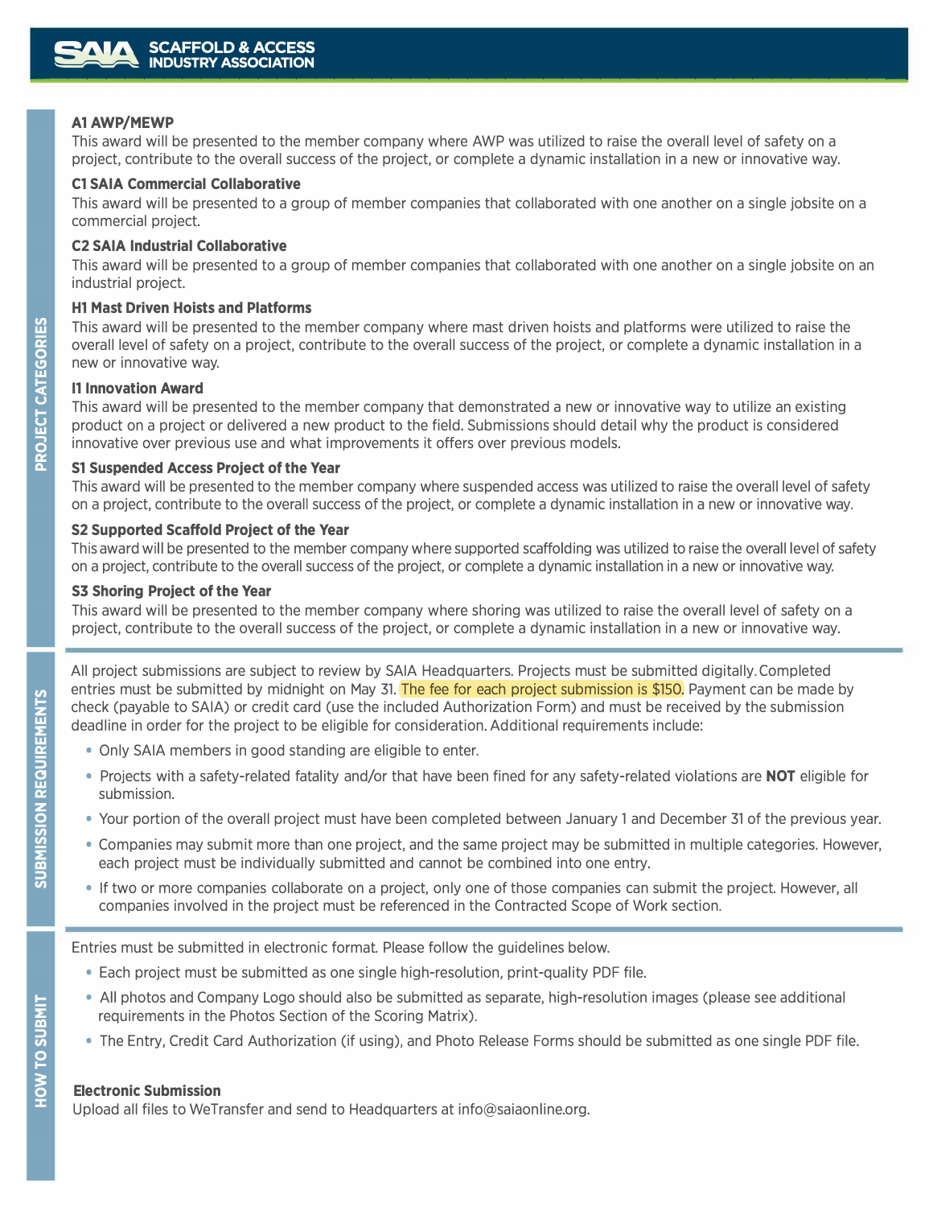## PROJECT CATEGORIES

### A1 AWP/MEWP

This award will be presented to the member company where AWP was utilized to raise the overall level of safety on a project, contribute to the overall success of the project, or complete a dynamic installation in a new or innovative way.

### C1 SAIA Commercial Collaborative

This award will be presented to a group of member companies that collaborated with one another on a single jobsite on a commercial project.

### C2 SAIA Industrial Collaborative

This award will be presented to a group of member companies that collaborated with one another on a single jobsite on an industrial project.

### H1 Mast Driven Hoists and Platforms

This award will be presented to the member company where mast driven hoists and platforms were utilized to raise the overall level of safety on a project, contribute to the overall success of the project, or complete a dynamic installation in a new or innovative way.

### I1 Innovation Award

This award will be presented to the member company that demonstrated a new or innovative way to utilize an existing product on a project or delivered a new product to the field. Submissions should detail why the product is considered innovative over previous use and what improvements it offers over previous models.

### S1 Suspended Access Project of the Year

This award will be presented to the member company where suspended access was utilized to raise the overall level of safety on a project, contribute to the overall success of the project, or complete a dynamic installation in a new or innovative way.

### S2 Supported Scaffold Project of the Year

This award will be presented to the member company where supported scaffolding was utilized to raise the overall level of safety on a project, contribute to the overall success of the project, or complete a dynamic installation in a new or innovative way.

### S3 Shoring Project of the Year

This award will be presented to the member company where shoring was utilized to raise the overall level of safety on a project, contribute to the overall success of the project, or complete a dynamic installation in a new or innovative way.

## SUBMISSION REQUIREMENTS

All project submissions are subject to review by SAIA Headquarters. Projects must be submitted digitally. Completed entries must be submitted by midnight on May 31. The fee for each project submission is $150. Payment can be made by check (payable to SAIA) or credit card (use the included Authorization Form) and must be received by the submission deadline in order for the project to be eligible for consideration. Additional requirements include:

- Only SAIA members in good standing are eligible to enter.
- Projects with a safety-related fatality and/or that have been fined for any safety-related violations are **NOT** eligible for submission.
- Your portion of the overall project must have been completed between January 1 and December 31 of the previous year.
- Companies may submit more than one project, and the same project may be submitted in multiple categories. However, each project must be individually submitted and cannot be combined into one entry.
- If two or more companies collaborate on a project, only one of those companies can submit the project. However, all companies involved in the project must be referenced in the Contracted Scope of Work section.

## HOW TO SUBMIT

Entries must be submitted in electronic format. Please follow the guidelines below.

- Each project must be submitted as one single high-resolution, print-quality PDF file.
- All photos and Company Logo should also be submitted as separate, high-resolution images (please see additional requirements in the Photos Section of the Scoring Matrix).
- The Entry, Credit Card Authorization (if using), and Photo Release Forms should be submitted as one single PDF file.

### Electronic Submission

Upload all files to WeTransfer and send to Headquarters at info@saiaonline.org.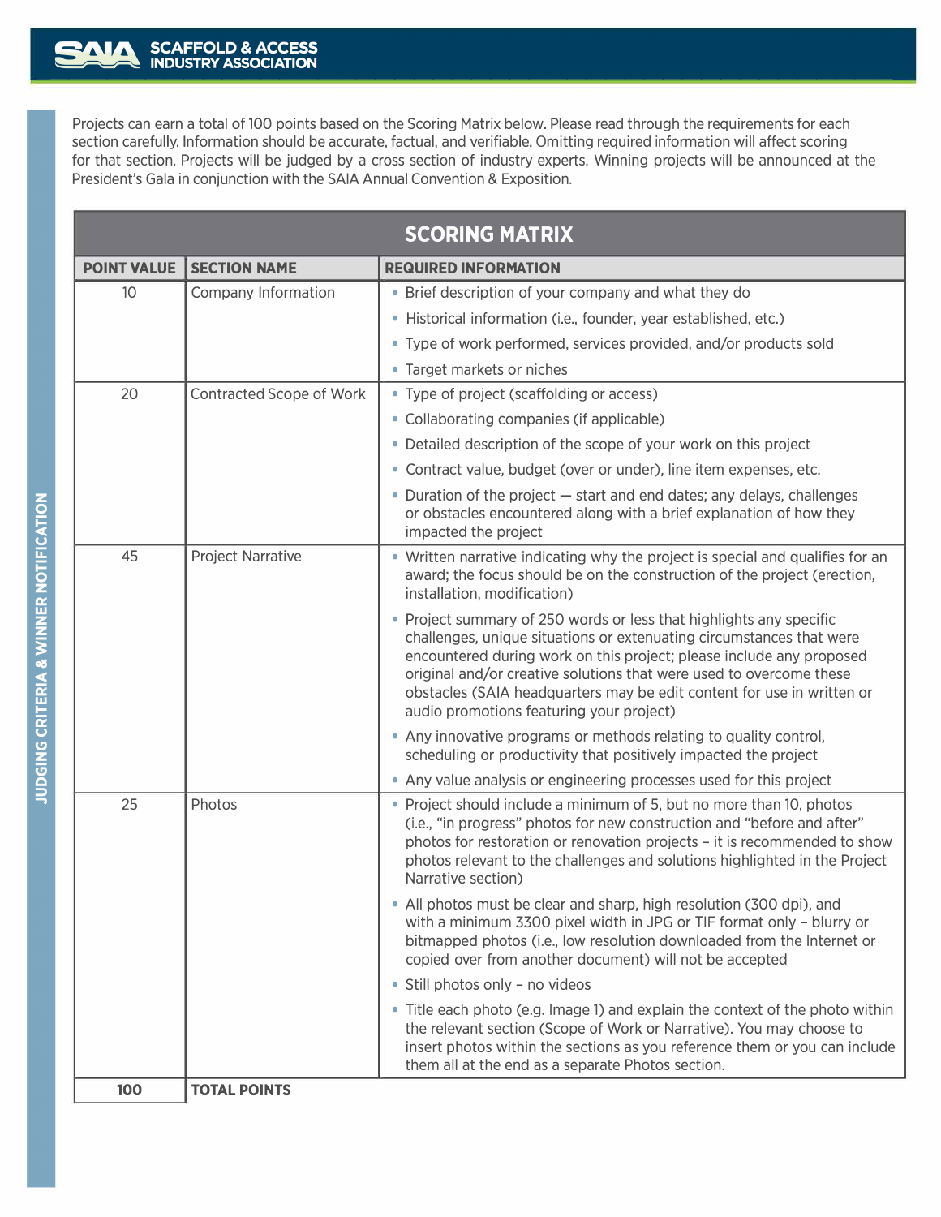Projects can earn a total of 100 points based on the Scoring Matrix below. Please read through the requirements for each section carefully. Information should be accurate, factual, and verifiable. Omitting required information will affect scoring for that section. Projects will be judged by a cross section of industry experts. Winning projects will be announced at the President's Gala in conjunction with the SAIA Annual Convention & Exposition.

## SCORING MATRIX

| POINT VALUE | SECTION NAME | REQUIRED INFORMATION |
|---|---|---|
| 10 | Company Information | • Brief description of your company and what they do<br>• Historical information (i.e., founder, year established, etc.)<br>• Type of work performed, services provided, and/or products sold<br>• Target markets or niches |
| 20 | Contracted Scope of Work | • Type of project (scaffolding or access)<br>• Collaborating companies (if applicable)<br>• Detailed description of the scope of your work on this project<br>• Contract value, budget (over or under), line item expenses, etc.<br>• Duration of the project — start and end dates; any delays, challenges or obstacles encountered along with a brief explanation of how they impacted the project |
| 45 | Project Narrative | • Written narrative indicating why the project is special and qualifies for an award; the focus should be on the construction of the project (erection, installation, modification)<br>• Project summary of 250 words or less that highlights any specific challenges, unique situations or extenuating circumstances that were encountered during work on this project; please include any proposed original and/or creative solutions that were used to overcome these obstacles (SAIA headquarters may be edit content for use in written or audio promotions featuring your project)<br>• Any innovative programs or methods relating to quality control, scheduling or productivity that positively impacted the project<br>• Any value analysis or engineering processes used for this project |
| 25 | Photos | • Project should include a minimum of 5, but no more than 10, photos (i.e., "in progress" photos for new construction and "before and after" photos for restoration or renovation projects – it is recommended to show photos relevant to the challenges and solutions highlighted in the Project Narrative section)<br>• All photos must be clear and sharp, high resolution (300 dpi), and with a minimum 3300 pixel width in JPG or TIF format only – blurry or bitmapped photos (i.e., low resolution downloaded from the Internet or copied over from another document) will not be accepted<br>• Still photos only – no videos<br>• Title each photo (e.g. Image 1) and explain the context of the photo within the relevant section (Scope of Work or Narrative). You may choose to insert photos within the sections as you reference them or you can include them all at the end as a separate Photos section. |
| **100** | **TOTAL POINTS** | |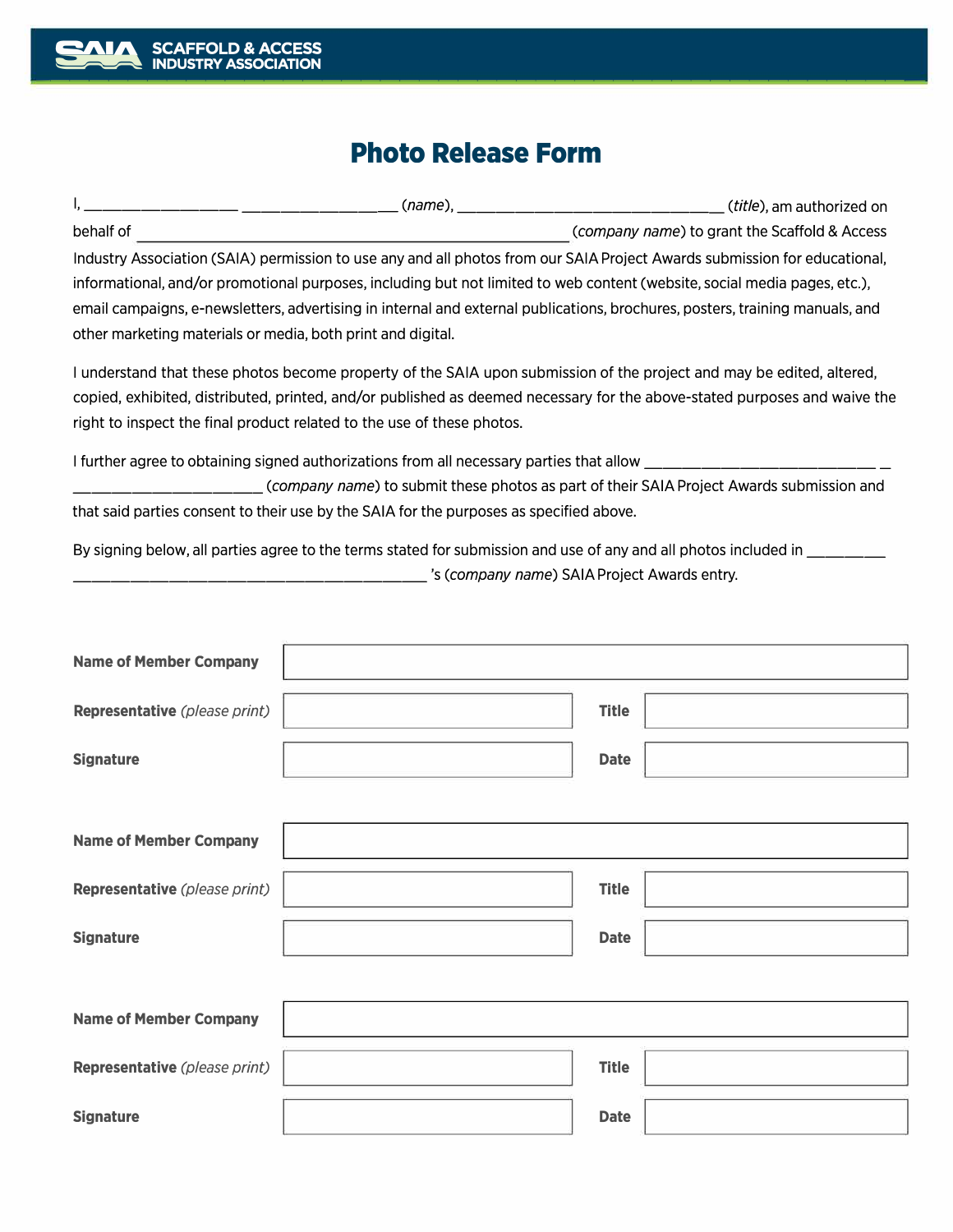# Photo Release Form

I, ___________________ ___________________ (*name*), __________________________________ (*title*), am authorized on behalf of ______________________________________________________ (*company name*) to grant the Scaffold & Access Industry Association (SAIA) permission to use any and all photos from our SAIA Project Awards submission for educational, informational, and/or promotional purposes, including but not limited to web content (website, social media pages, etc.), email campaigns, e-newsletters, advertising in internal and external publications, brochures, posters, training manuals, and other marketing materials or media, both print and digital.

I understand that these photos become property of the SAIA upon submission of the project and may be edited, altered, copied, exhibited, distributed, printed, and/or published as deemed necessary for the above-stated purposes and waive the right to inspect the final product related to the use of these photos.

I further agree to obtaining signed authorizations from all necessary parties that allow ______________________________ __ ________________________ (*company name*) to submit these photos as part of their SAIA Project Awards submission and that said parties consent to their use by the SAIA for the purposes as specified above.

By signing below, all parties agree to the terms stated for submission and use of any and all photos included in __________ ____________________________________________ 's (*company name*) SAIA Project Awards entry.

| | | | |
|---|---|---|---|
| **Name of Member Company** | | | |
| **Representative** *(please print)* | | **Title** | |
| **Signature** | | **Date** | |

| | | | |
|---|---|---|---|
| **Name of Member Company** | | | |
| **Representative** *(please print)* | | **Title** | |
| **Signature** | | **Date** | |

| | | | |
|---|---|---|---|
| **Name of Member Company** | | | |
| **Representative** *(please print)* | | **Title** | |
| **Signature** | | **Date** | |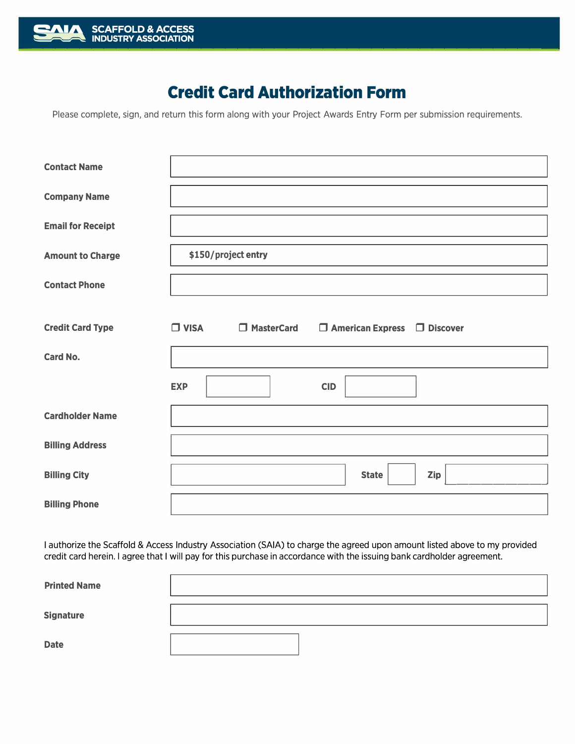# Credit Card Authorization Form

Please complete, sign, and return this form along with your Project Awards Entry Form per submission requirements.

| | |
|---|---|
| **Contact Name** | |
| **Company Name** | |
| **Email for Receipt** | |
| **Amount to Charge** | **$150/project entry** |
| **Contact Phone** | |

**Credit Card Type** ❒ VISA ❒ MasterCard ❒ American Express ❒ Discover

| | | | |
|---|---|---|---|
| **Card No.** | | | |
| **EXP** | | **CID** | |
| **Cardholder Name** | | | |
| **Billing Address** | | | |
| **Billing City** | | **State** | **Zip** |
| **Billing Phone** | | | |

I authorize the Scaffold & Access Industry Association (SAIA) to charge the agreed upon amount listed above to my provided credit card herein. I agree that I will pay for this purchase in accordance with the issuing bank cardholder agreement.

| | |
|---|---|
| **Printed Name** | |
| **Signature** | |
| **Date** | |